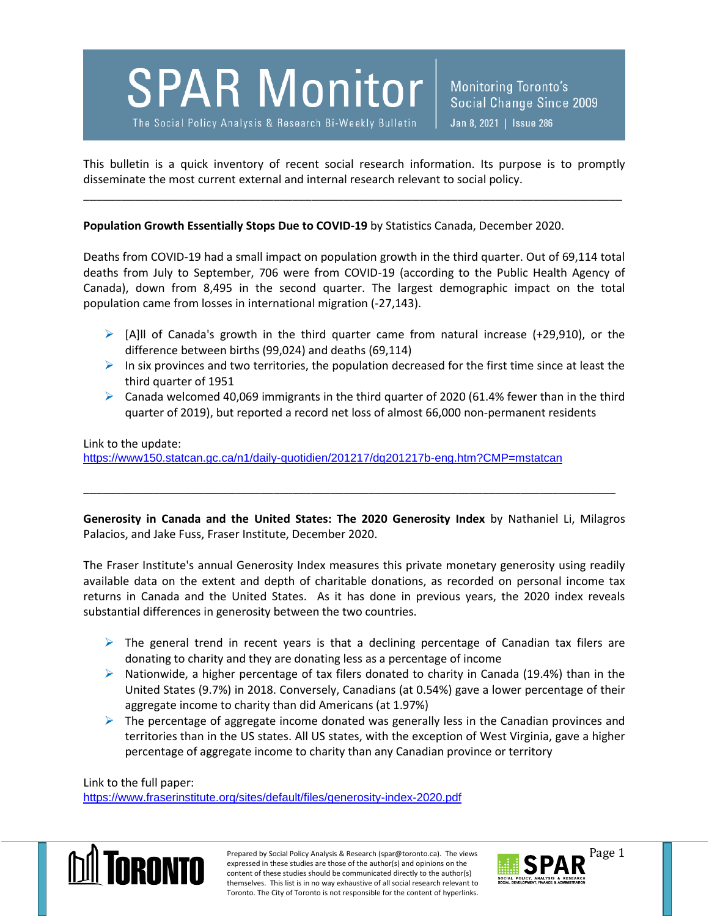# SPAR Monitor

The Social Policy Analysis & Research Bi-Weekly Bulletin

Monitoring Toronto's Social Change Since 2009

Jan 8, 2021 | Issue 286

This bulletin is a quick inventory of recent social research information. Its purpose is to promptly disseminate the most current external and internal research relevant to social policy.

---

**Population Growth Essentially Stops Due to COVID-19** by Statistics Canada, December 2020.

Deaths from COVID-19 had a small impact on population growth in the third quarter. Out of 69,114 total deaths from July to September, 706 were from COVID-19 (according to the Public Health Agency of Canada), down from 8,495 in the second quarter. The largest demographic impact on the total population came from losses in international migration (-27,143).

- [A]ll of Canada's growth in the third quarter came from natural increase (+29,910), or the difference between births (99,024) and deaths (69,114)
- In six provinces and two territories, the population decreased for the first time since at least the third quarter of 1951
- Canada welcomed 40,069 immigrants in the third quarter of 2020 (61.4% fewer than in the third quarter of 2019), but reported a record net loss of almost 66,000 non-permanent residents

Link to the update:
https://www150.statcan.gc.ca/n1/daily-quotidien/201217/dq201217b-eng.htm?CMP=mstatcan

---

**Generosity in Canada and the United States: The 2020 Generosity Index** by Nathaniel Li, Milagros Palacios, and Jake Fuss, Fraser Institute, December 2020.

The Fraser Institute's annual Generosity Index measures this private monetary generosity using readily available data on the extent and depth of charitable donations, as recorded on personal income tax returns in Canada and the United States. As it has done in previous years, the 2020 index reveals substantial differences in generosity between the two countries.

- The general trend in recent years is that a declining percentage of Canadian tax filers are donating to charity and they are donating less as a percentage of income
- Nationwide, a higher percentage of tax filers donated to charity in Canada (19.4%) than in the United States (9.7%) in 2018. Conversely, Canadians (at 0.54%) gave a lower percentage of their aggregate income to charity than did Americans (at 1.97%)
- The percentage of aggregate income donated was generally less in the Canadian provinces and territories than in the US states. All US states, with the exception of West Virginia, gave a higher percentage of aggregate income to charity than any Canadian province or territory

Link to the full paper:
https://www.fraserinstitute.org/sites/default/files/generosity-index-2020.pdf

Prepared by Social Policy Analysis & Research (spar@toronto.ca). The views expressed in these studies are those of the author(s) and opinions on the content of these studies should be communicated directly to the author(s) themselves. This list is in no way exhaustive of all social research relevant to Toronto. The City of Toronto is not responsible for the content of hyperlinks.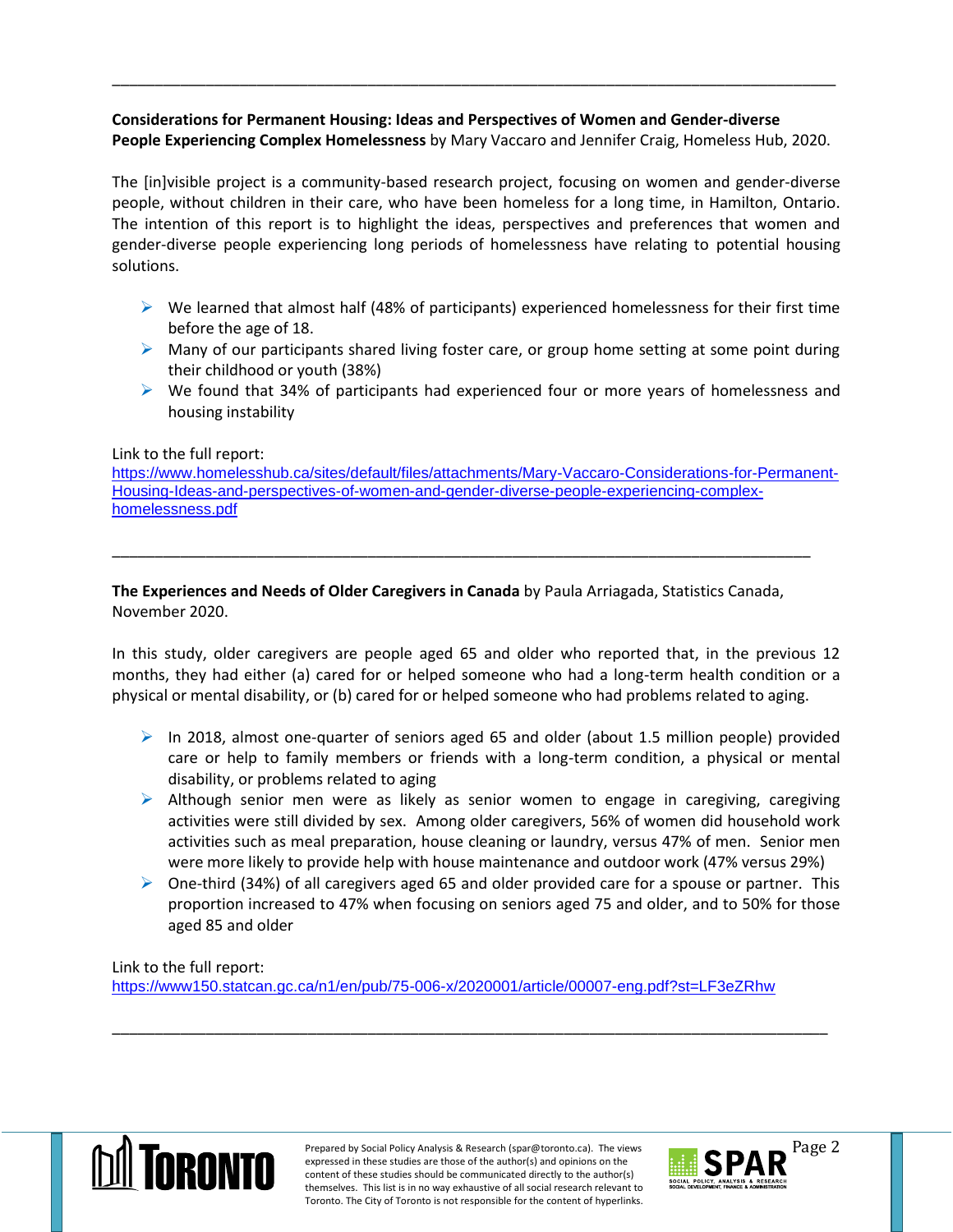---

**Considerations for Permanent Housing: Ideas and Perspectives of Women and Gender-diverse People Experiencing Complex Homelessness** by Mary Vaccaro and Jennifer Craig, Homeless Hub, 2020.

The [in]visible project is a community-based research project, focusing on women and gender-diverse people, without children in their care, who have been homeless for a long time, in Hamilton, Ontario. The intention of this report is to highlight the ideas, perspectives and preferences that women and gender-diverse people experiencing long periods of homelessness have relating to potential housing solutions.

- We learned that almost half (48% of participants) experienced homelessness for their first time before the age of 18.
- Many of our participants shared living foster care, or group home setting at some point during their childhood or youth (38%)
- We found that 34% of participants had experienced four or more years of homelessness and housing instability

Link to the full report:
https://www.homelesshub.ca/sites/default/files/attachments/Mary-Vaccaro-Considerations-for-Permanent-Housing-Ideas-and-perspectives-of-women-and-gender-diverse-people-experiencing-complex-homelessness.pdf

---

**The Experiences and Needs of Older Caregivers in Canada** by Paula Arriagada, Statistics Canada, November 2020.

In this study, older caregivers are people aged 65 and older who reported that, in the previous 12 months, they had either (a) cared for or helped someone who had a long-term health condition or a physical or mental disability, or (b) cared for or helped someone who had problems related to aging.

- In 2018, almost one-quarter of seniors aged 65 and older (about 1.5 million people) provided care or help to family members or friends with a long-term condition, a physical or mental disability, or problems related to aging
- Although senior men were as likely as senior women to engage in caregiving, caregiving activities were still divided by sex. Among older caregivers, 56% of women did household work activities such as meal preparation, house cleaning or laundry, versus 47% of men. Senior men were more likely to provide help with house maintenance and outdoor work (47% versus 29%)
- One-third (34%) of all caregivers aged 65 and older provided care for a spouse or partner. This proportion increased to 47% when focusing on seniors aged 75 and older, and to 50% for those aged 85 and older

Link to the full report:
https://www150.statcan.gc.ca/n1/en/pub/75-006-x/2020001/article/00007-eng.pdf?st=LF3eZRhw

---

Prepared by Social Policy Analysis & Research (spar@toronto.ca). The views expressed in these studies are those of the author(s) and opinions on the content of these studies should be communicated directly to the author(s) themselves. This list is in no way exhaustive of all social research relevant to Toronto. The City of Toronto is not responsible for the content of hyperlinks.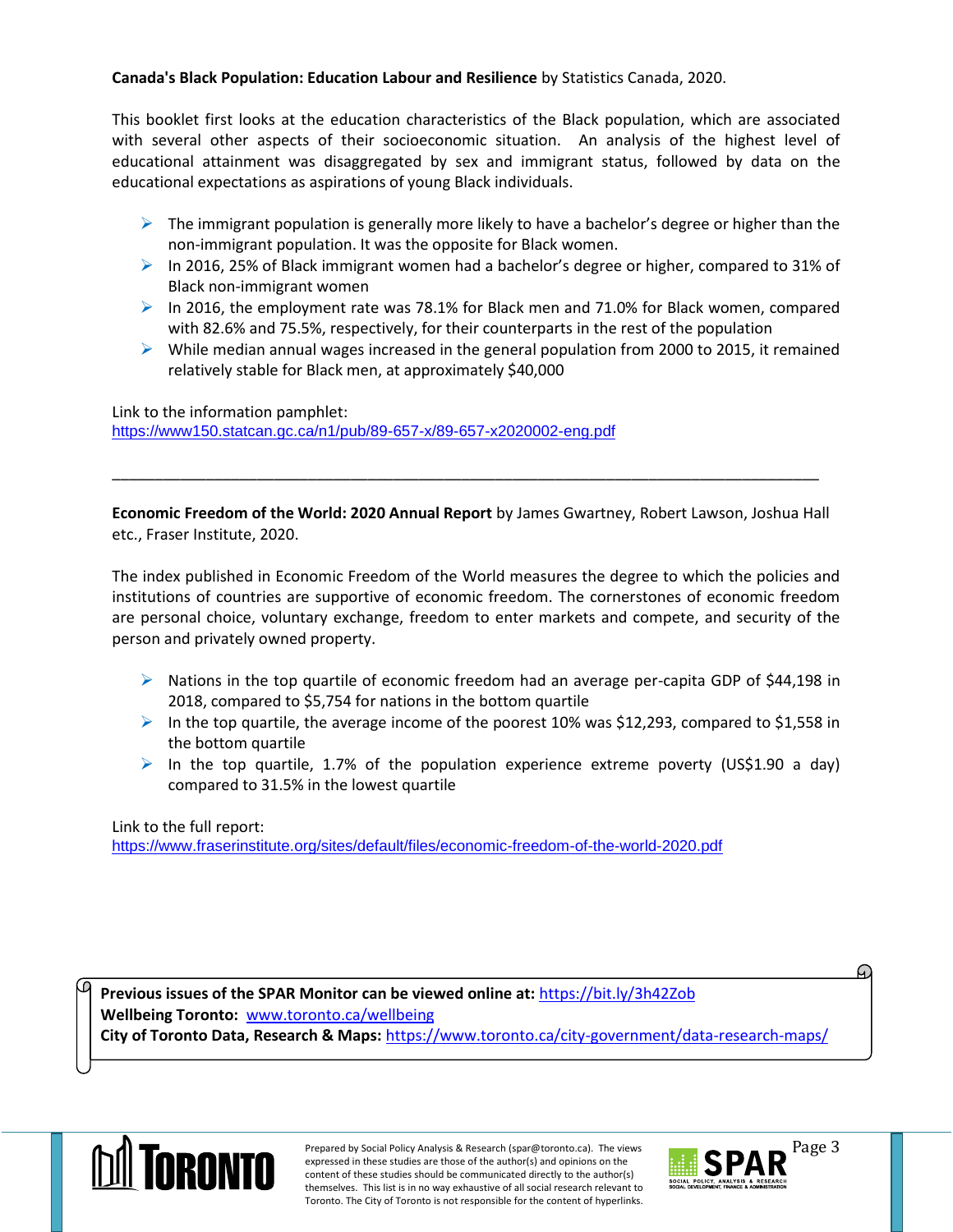**Canada's Black Population: Education Labour and Resilience** by Statistics Canada, 2020.

This booklet first looks at the education characteristics of the Black population, which are associated with several other aspects of their socioeconomic situation. An analysis of the highest level of educational attainment was disaggregated by sex and immigrant status, followed by data on the educational expectations as aspirations of young Black individuals.

- The immigrant population is generally more likely to have a bachelor's degree or higher than the non-immigrant population. It was the opposite for Black women.
- In 2016, 25% of Black immigrant women had a bachelor's degree or higher, compared to 31% of Black non-immigrant women
- In 2016, the employment rate was 78.1% for Black men and 71.0% for Black women, compared with 82.6% and 75.5%, respectively, for their counterparts in the rest of the population
- While median annual wages increased in the general population from 2000 to 2015, it remained relatively stable for Black men, at approximately $40,000

Link to the information pamphlet:
https://www150.statcan.gc.ca/n1/pub/89-657-x/89-657-x2020002-eng.pdf

---

**Economic Freedom of the World: 2020 Annual Report** by James Gwartney, Robert Lawson, Joshua Hall etc., Fraser Institute, 2020.

The index published in Economic Freedom of the World measures the degree to which the policies and institutions of countries are supportive of economic freedom. The cornerstones of economic freedom are personal choice, voluntary exchange, freedom to enter markets and compete, and security of the person and privately owned property.

- Nations in the top quartile of economic freedom had an average per-capita GDP of $44,198 in 2018, compared to $5,754 for nations in the bottom quartile
- In the top quartile, the average income of the poorest 10% was $12,293, compared to $1,558 in the bottom quartile
- In the top quartile, 1.7% of the population experience extreme poverty (US$1.90 a day) compared to 31.5% in the lowest quartile

Link to the full report:
https://www.fraserinstitute.org/sites/default/files/economic-freedom-of-the-world-2020.pdf

**Previous issues of the SPAR Monitor can be viewed online at:** https://bit.ly/3h42Zob
**Wellbeing Toronto:** www.toronto.ca/wellbeing
**City of Toronto Data, Research & Maps:** https://www.toronto.ca/city-government/data-research-maps/

Prepared by Social Policy Analysis & Research (spar@toronto.ca). The views expressed in these studies are those of the author(s) and opinions on the content of these studies should be communicated directly to the author(s) themselves. This list is in no way exhaustive of all social research relevant to Toronto. The City of Toronto is not responsible for the content of hyperlinks.